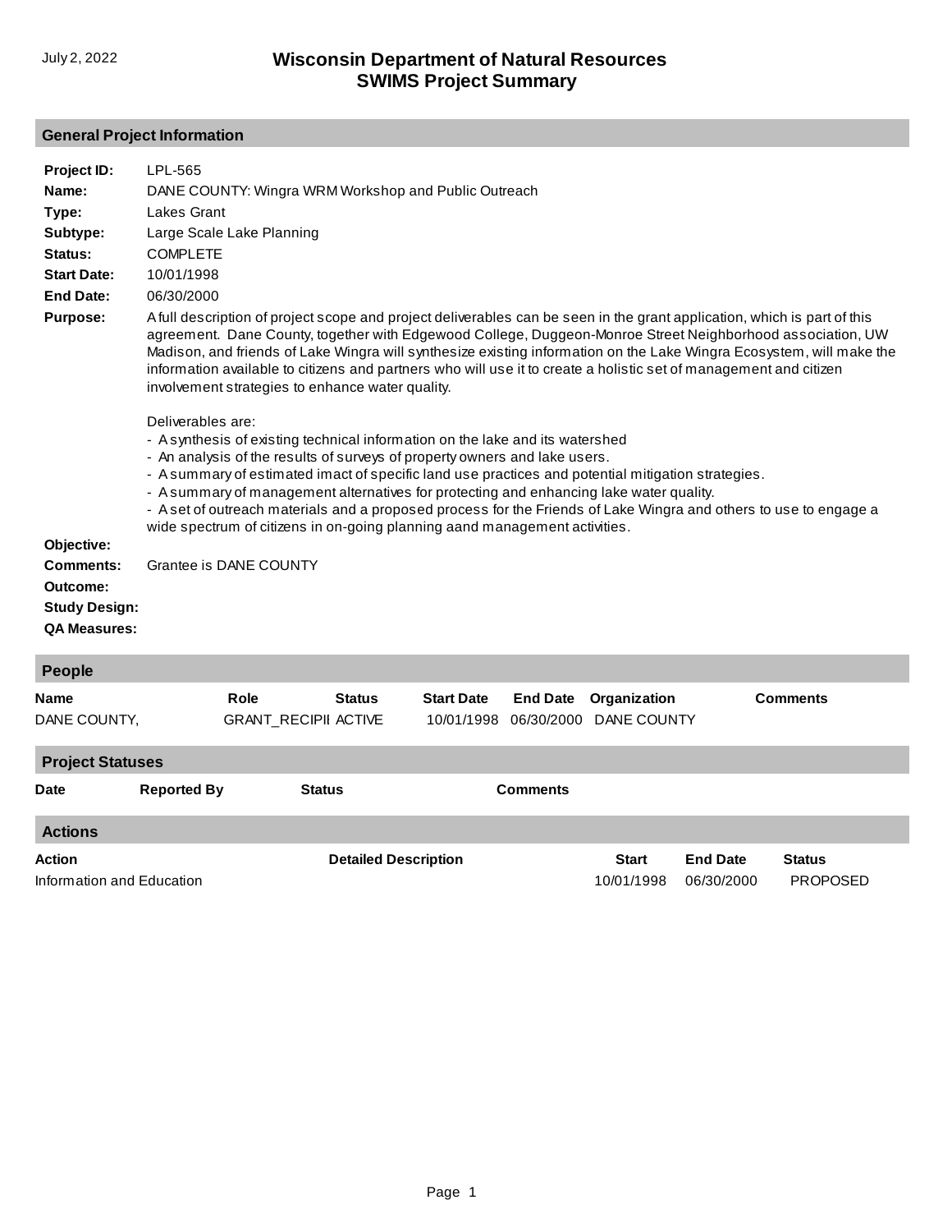# Wisconsin Department of Natural Resources
## SWIMS Project Summary

July 2, 2022

### General Project Information

**Project ID:** LPL-565

**Name:** DANE COUNTY: Wingra WRM Workshop and Public Outreach

**Type:** Lakes Grant

**Subtype:** Large Scale Lake Planning

**Status:** COMPLETE

**Start Date:** 10/01/1998

**End Date:** 06/30/2000

**Purpose:** A full description of project scope and project deliverables can be seen in the grant application, which is part of this agreement. Dane County, together with Edgewood College, Duggeon-Monroe Street Neighborhood association, UW Madison, and friends of Lake Wingra will synthesize existing information on the Lake Wingra Ecosystem, will make the information available to citizens and partners who will use it to create a holistic set of management and citizen involvement strategies to enhance water quality.

Deliverables are:
- A synthesis of existing technical information on the lake and its watershed
- An analysis of the results of surveys of property owners and lake users.
- A summary of estimated imact of specific land use practices and potential mitigation strategies.
- A summary of management alternatives for protecting and enhancing lake water quality.
- A set of outreach materials and a proposed process for the Friends of Lake Wingra and others to use to engage a wide spectrum of citizens in on-going planning aand management activities.

**Objective:**

**Comments:** Grantee is DANE COUNTY

**Outcome:**

**Study Design:**

**QA Measures:**

### People

| Name | Role | Status | Start Date | End Date | Organization | Comments |
|---|---|---|---|---|---|---|
| DANE COUNTY, | GRANT_RECIPII | ACTIVE | 10/01/1998 | 06/30/2000 | DANE COUNTY | |

### Project Statuses

| Date | Reported By | Status | Comments |
|---|---|---|---|

### Actions

| Action | Detailed Description | Start | End Date | Status |
|---|---|---|---|---|
| Information and Education | | 10/01/1998 | 06/30/2000 | PROPOSED |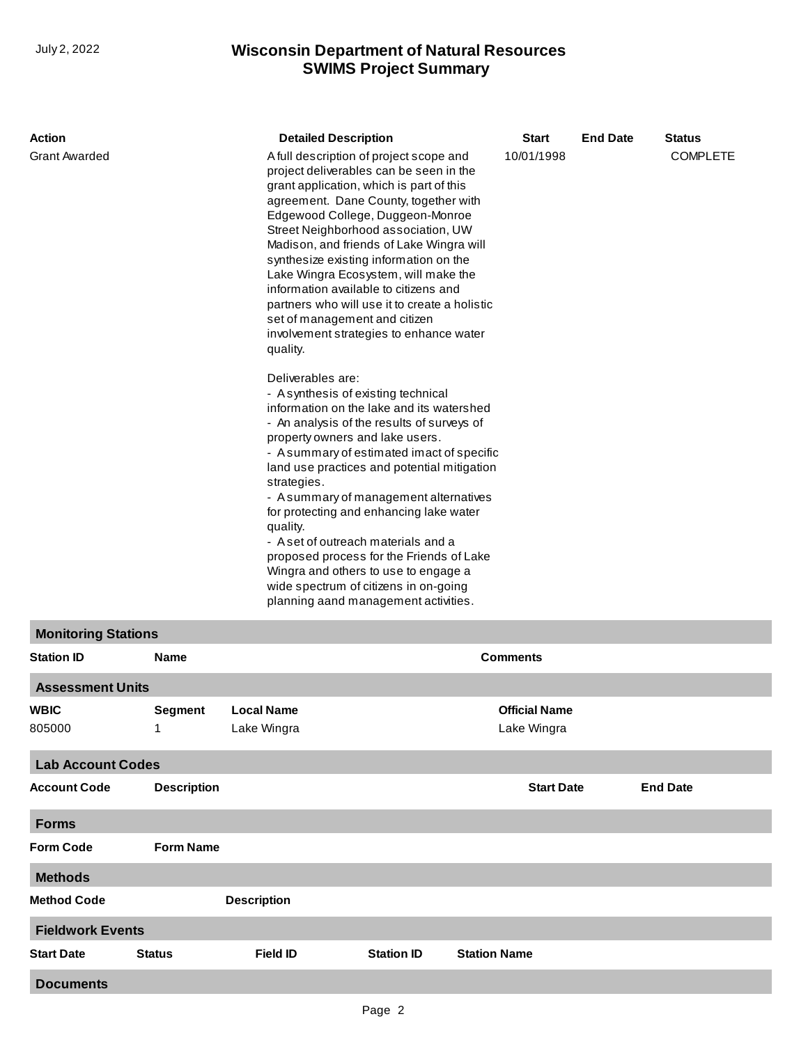| Action | Detailed Description | Start | End Date | Status |
|---|---|---|---|---|
| Grant Awarded | A full description of project scope and project deliverables can be seen in the grant application, which is part of this agreement. Dane County, together with Edgewood College, Duggeon-Monroe Street Neighborhood association, UW Madison, and friends of Lake Wingra will synthesize existing information on the Lake Wingra Ecosystem, will make the information available to citizens and partners who will use it to create a holistic set of management and citizen involvement strategies to enhance water quality.<br><br>Deliverables are:<br>- A synthesis of existing technical information on the lake and its watershed<br>- An analysis of the results of surveys of property owners and lake users.<br>- A summary of estimated imact of specific land use practices and potential mitigation strategies.<br>- A summary of management alternatives for protecting and enhancing lake water quality.<br>- A set of outreach materials and a proposed process for the Friends of Lake Wingra and others to use to engage a wide spectrum of citizens in on-going planning aand management activities. | 10/01/1998 | | COMPLETE |

## Monitoring Stations

| Station ID | Name | Comments |
|---|---|---|

## Assessment Units

| WBIC | Segment | Local Name | Official Name |
|---|---|---|---|
| 805000 | 1 | Lake Wingra | Lake Wingra |

## Lab Account Codes

| Account Code | Description | Start Date | End Date |
|---|---|---|---|

## Forms

| Form Code | Form Name |
|---|---|

## Methods

| Method Code | Description |
|---|---|

## Fieldwork Events

| Start Date | Status | Field ID | Station ID | Station Name |
|---|---|---|---|---|

## Documents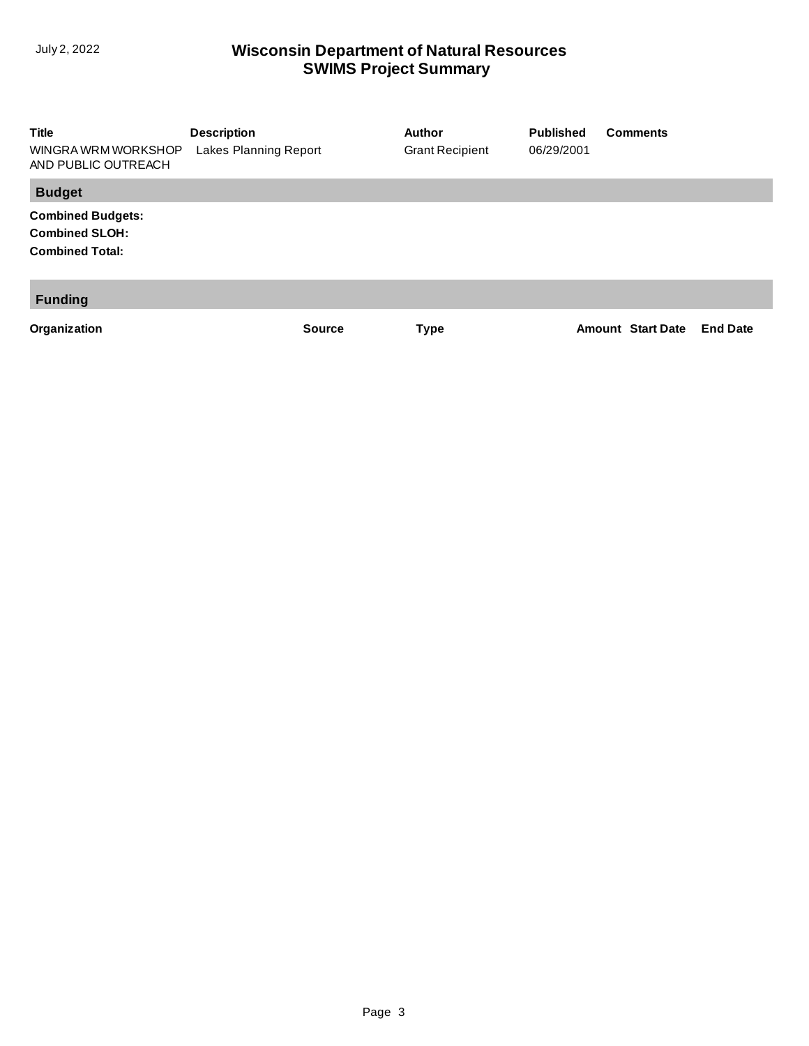| Title | Description | Author | Published | Comments |
|---|---|---|---|---|
| WINGRA WRM WORKSHOP AND PUBLIC OUTREACH | Lakes Planning Report | Grant Recipient | 06/29/2001 | |

## Budget

**Combined Budgets:**

**Combined SLOH:**

**Combined Total:**

## Funding

| Organization | Source | Type | Amount | Start Date | End Date |
|---|---|---|---|---|---|